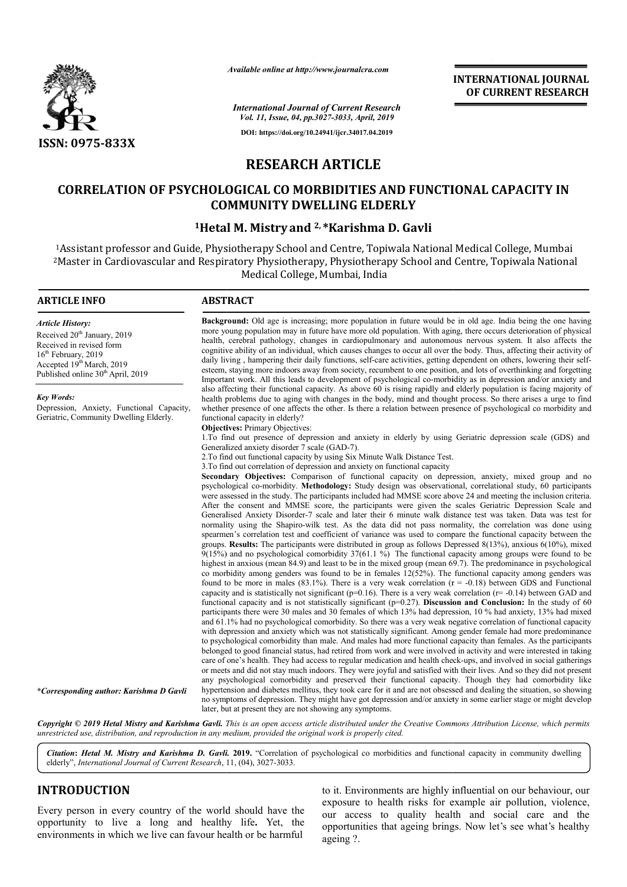# RESEARCH ARTICLE

## CORRELATION OF PSYCHOLOGICAL CO MORBIDITIES AND FUNCTIONAL CAPACITY IN COMMUNITY DWELLING ELDERLY

**[1]Hetal M. Mistry and [2,]*Karishma D. Gavli**

[1]Assistant professor and Guide, Physiotherapy School and Centre, Topiwala National Medical College, Mumbai
[2]Master in Cardiovascular and Respiratory Physiotherapy, Physiotherapy School and Centre, Topiwala National Medical College, Mumbai, India

### ARTICLE INFO

*Article History:*
Received 20th January, 2019
Received in revised form
16th February, 2019
Accepted 19th March, 2019
Published online 30th April, 2019

*Key Words:*
Depression, Anxiety, Functional Capacity, Geriatric, Community Dwelling Elderly.

*\*Corresponding author: Karishma D Gavli*

### ABSTRACT

**Background:** Old age is increasing; more population in future would be in old age. India being the one having more young population may in future have more old population. With aging, there occurs deterioration of physical health, cerebral pathology, changes in cardiopulmonary and autonomous nervous system. It also affects the cognitive ability of an individual, which causes changes to occur all over the body. Thus, affecting their activity of daily living , hampering their daily functions, self-care activities, getting dependent on others, lowering their self-esteem, staying more indoors away from society, recumbent to one position, and lots of overthinking and forgetting Important work. All this leads to development of psychological co-morbidity as in depression and/or anxiety and also affecting their functional capacity. As above 60 is rising rapidly and elderly population is facing majority of health problems due to aging with changes in the body, mind and thought process. So there arises a urge to find whether presence of one affects the other. Is there a relation between presence of psychological co morbidity and functional capacity in elderly?

**Objectives:** Primary Objectives:

1. To find out presence of depression and anxiety in elderly by using Geriatric depression scale (GDS) and Generalized anxiety disorder 7 scale (GAD-7).
2. To find out functional capacity by using Six Minute Walk Distance Test.
3. To find out correlation of depression and anxiety on functional capacity

**Secondary Objectives:** Comparison of functional capacity on depression, anxiety, mixed group and no psychological co-morbidity. **Methodology:** Study design was observational, correlational study, 60 participants were assessed in the study. The participants included had MMSE score above 24 and meeting the inclusion criteria. After the consent and MMSE score, the participants were given the scales Geriatric Depression Scale and Generalised Anxiety Disorder-7 scale and later their 6 minute walk distance test was taken. Data was test for normality using the Shapiro-wilk test. As the data did not pass normality, the correlation was done using spearmen's correlation test and coefficient of variance was used to compare the functional capacity between the groups. **Results:** The participants were distributed in group as follows Depressed 8(13%), anxious 6(10%), mixed 9(15%) and no psychological comorbidity 37(61.1 %) The functional capacity among groups were found to be highest in anxious (mean 84.9) and least to be in the mixed group (mean 69.7). The predominance in psychological co morbidity among genders was found to be in females 12(52%). The functional capacity among genders was found to be more in males (83.1%). There is a very weak correlation ($r = -0.18$) between GDS and Functional capacity and is statistically not significant ($p=0.16$). There is a very weak correlation ($r = -0.14$) between GAD and functional capacity and is not statistically significant ($p=0.27$). **Discussion and Conclusion:** In the study of 60 participants there were 30 males and 30 females of which 13% had depression, 10 % had anxiety, 13% had mixed and 61.1% had no psychological comorbidity. So there was a very weak negative correlation of functional capacity with depression and anxiety which was not statistically significant. Among gender female had more predominance to psychological comorbidity than male. And males had more functional capacity than females. As the participants belonged to good financial status, had retired from work and were involved in activity and were interested in taking care of one's health. They had access to regular medication and health check-ups, and involved in social gatherings or meets and did not stay much indoors. They were joyful and satisfied with their lives. And so they did not present any psychological comorbidity and preserved their functional capacity. Though they had comorbidity like hypertension and diabetes mellitus, they took care for it and are not obsessed and dealing the situation, so showing no symptoms of depression. They might have got depression and/or anxiety in some earlier stage or might develop later, but at present they are not showing any symptoms.

*Copyright © 2019 Hetal Mistry and Karishma Gavli. This is an open access article distributed under the Creative Commons Attribution License, which permits unrestricted use, distribution, and reproduction in any medium, provided the original work is properly cited.*

**Citation: Hetal M. Mistry and Karishma D. Gavli. 2019.** "Correlation of psychological co morbidities and functional capacity in community dwelling elderly", *International Journal of Current Research*, 11, (04), 3027-3033.

## INTRODUCTION

Every person in every country of the world should have the opportunity to live a long and healthy life**.** Yet, the environments in which we live can favour health or be harmful to it. Environments are highly influential on our behaviour, our exposure to health risks for example air pollution, violence, our access to quality health and social care and the opportunities that ageing brings. Now let's see what's healthy ageing ?.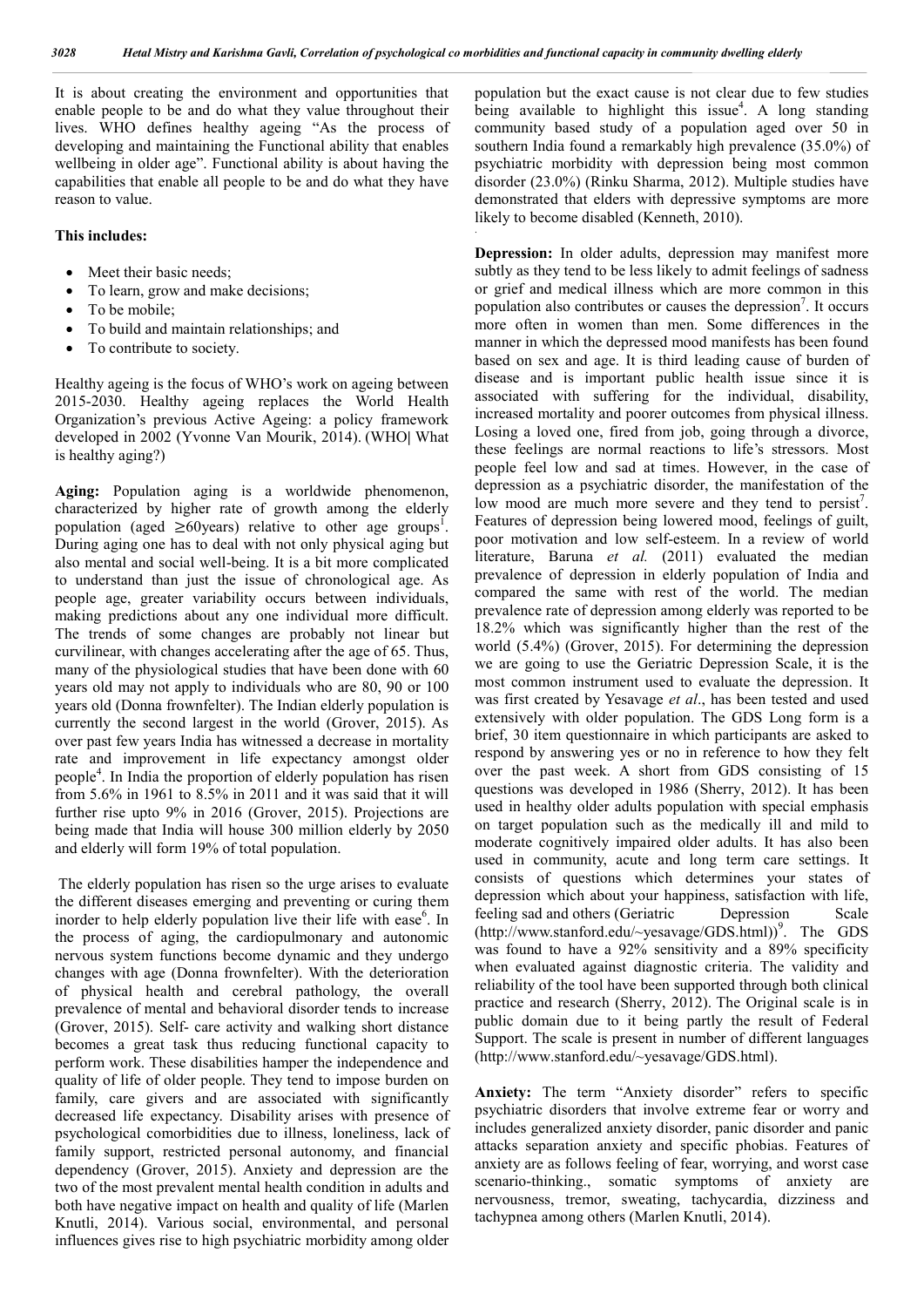It is about creating the environment and opportunities that enable people to be and do what they value throughout their lives. WHO defines healthy ageing "As the process of developing and maintaining the Functional ability that enables wellbeing in older age". Functional ability is about having the capabilities that enable all people to be and do what they have reason to value.

**This includes:**

- Meet their basic needs;
- To learn, grow and make decisions;
- To be mobile;
- To build and maintain relationships; and
- To contribute to society.

Healthy ageing is the focus of WHO's work on ageing between 2015-2030. Healthy ageing replaces the World Health Organization's previous Active Ageing: a policy framework developed in 2002 (Yvonne Van Mourik, 2014). (WHO| What is healthy aging?)

**Aging:** Population aging is a worldwide phenomenon, characterized by higher rate of growth among the elderly population (aged ≥60years) relative to other age groups[1]. During aging one has to deal with not only physical aging but also mental and social well-being. It is a bit more complicated to understand than just the issue of chronological age. As people age, greater variability occurs between individuals, making predictions about any one individual more difficult. The trends of some changes are probably not linear but curvilinear, with changes accelerating after the age of 65. Thus, many of the physiological studies that have been done with 60 years old may not apply to individuals who are 80, 90 or 100 years old (Donna frownfelter). The Indian elderly population is currently the second largest in the world (Grover, 2015). As over past few years India has witnessed a decrease in mortality rate and improvement in life expectancy amongst older people[4]. In India the proportion of elderly population has risen from 5.6% in 1961 to 8.5% in 2011 and it was said that it will further rise upto 9% in 2016 (Grover, 2015). Projections are being made that India will house 300 million elderly by 2050 and elderly will form 19% of total population.

The elderly population has risen so the urge arises to evaluate the different diseases emerging and preventing or curing them inorder to help elderly population live their life with ease[6]. In the process of aging, the cardiopulmonary and autonomic nervous system functions become dynamic and they undergo changes with age (Donna frownfelter). With the deterioration of physical health and cerebral pathology, the overall prevalence of mental and behavioral disorder tends to increase (Grover, 2015). Self- care activity and walking short distance becomes a great task thus reducing functional capacity to perform work. These disabilities hamper the independence and quality of life of older people. They tend to impose burden on family, care givers and are associated with significantly decreased life expectancy. Disability arises with presence of psychological comorbidities due to illness, loneliness, lack of family support, restricted personal autonomy, and financial dependency (Grover, 2015). Anxiety and depression are the two of the most prevalent mental health condition in adults and both have negative impact on health and quality of life (Marlen Knutli, 2014). Various social, environmental, and personal influences gives rise to high psychiatric morbidity among older population but the exact cause is not clear due to few studies being available to highlight this issue[4]. A long standing community based study of a population aged over 50 in southern India found a remarkably high prevalence (35.0%) of psychiatric morbidity with depression being most common disorder (23.0%) (Rinku Sharma, 2012). Multiple studies have demonstrated that elders with depressive symptoms are more likely to become disabled (Kenneth, 2010).

**Depression:** In older adults, depression may manifest more subtly as they tend to be less likely to admit feelings of sadness or grief and medical illness which are more common in this population also contributes or causes the depression[7]. It occurs more often in women than men. Some differences in the manner in which the depressed mood manifests has been found based on sex and age. It is third leading cause of burden of disease and is important public health issue since it is associated with suffering for the individual, disability, increased mortality and poorer outcomes from physical illness. Losing a loved one, fired from job, going through a divorce, these feelings are normal reactions to life's stressors. Most people feel low and sad at times. However, in the case of depression as a psychiatric disorder, the manifestation of the low mood are much more severe and they tend to persist[7]. Features of depression being lowered mood, feelings of guilt, poor motivation and low self-esteem. In a review of world literature, Baruna *et al.* (2011) evaluated the median prevalence of depression in elderly population of India and compared the same with rest of the world. The median prevalence rate of depression among elderly was reported to be 18.2% which was significantly higher than the rest of the world (5.4%) (Grover, 2015). For determining the depression we are going to use the Geriatric Depression Scale, it is the most common instrument used to evaluate the depression. It was first created by Yesavage *et al*., has been tested and used extensively with older population. The GDS Long form is a brief, 30 item questionnaire in which participants are asked to respond by answering yes or no in reference to how they felt over the past week. A short from GDS consisting of 15 questions was developed in 1986 (Sherry, 2012). It has been used in healthy older adults population with special emphasis on target population such as the medically ill and mild to moderate cognitively impaired older adults. It has also been used in community, acute and long term care settings. It consists of questions which determines your states of depression which about your happiness, satisfaction with life, feeling sad and others (Geriatric Depression Scale (http://www.stanford.edu/~yesavage/GDS.html))[9]. The GDS was found to have a 92% sensitivity and a 89% specificity when evaluated against diagnostic criteria. The validity and reliability of the tool have been supported through both clinical practice and research (Sherry, 2012). The Original scale is in public domain due to it being partly the result of Federal Support. The scale is present in number of different languages (http://www.stanford.edu/~yesavage/GDS.html).

**Anxiety:** The term "Anxiety disorder" refers to specific psychiatric disorders that involve extreme fear or worry and includes generalized anxiety disorder, panic disorder and panic attacks separation anxiety and specific phobias. Features of anxiety are as follows feeling of fear, worrying, and worst case scenario-thinking., somatic symptoms of anxiety are nervousness, tremor, sweating, tachycardia, dizziness and tachypnea among others (Marlen Knutli, 2014).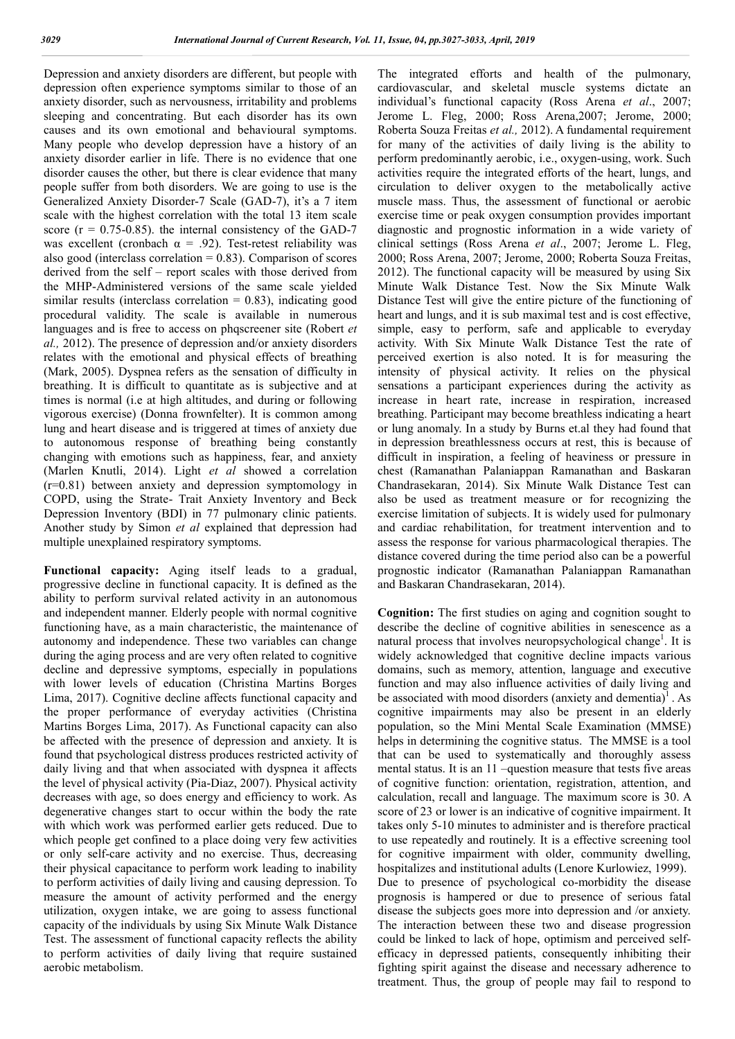Depression and anxiety disorders are different, but people with depression often experience symptoms similar to those of an anxiety disorder, such as nervousness, irritability and problems sleeping and concentrating. But each disorder has its own causes and its own emotional and behavioural symptoms. Many people who develop depression have a history of an anxiety disorder earlier in life. There is no evidence that one disorder causes the other, but there is clear evidence that many people suffer from both disorders. We are going to use is the Generalized Anxiety Disorder-7 Scale (GAD-7), it's a 7 item scale with the highest correlation with the total 13 item scale score ($r = 0.75$-$0.85$). the internal consistency of the GAD-7 was excellent (cronbach $\alpha = .92$). Test-retest reliability was also good (interclass correlation = 0.83). Comparison of scores derived from the self – report scales with those derived from the MHP-Administered versions of the same scale yielded similar results (interclass correlation = 0.83), indicating good procedural validity. The scale is available in numerous languages and is free to access on phqscreener site (Robert *et al.,* 2012). The presence of depression and/or anxiety disorders relates with the emotional and physical effects of breathing (Mark, 2005). Dyspnea refers as the sensation of difficulty in breathing. It is difficult to quantitate as is subjective and at times is normal (i.e at high altitudes, and during or following vigorous exercise) (Donna frownfelter). It is common among lung and heart disease and is triggered at times of anxiety due to autonomous response of breathing being constantly changing with emotions such as happiness, fear, and anxiety (Marlen Knutli, 2014). Light *et al* showed a correlation ($r=0.81$) between anxiety and depression symptomology in COPD, using the Strate- Trait Anxiety Inventory and Beck Depression Inventory (BDI) in 77 pulmonary clinic patients. Another study by Simon *et al* explained that depression had multiple unexplained respiratory symptoms.

**Functional capacity:** Aging itself leads to a gradual, progressive decline in functional capacity. It is defined as the ability to perform survival related activity in an autonomous and independent manner. Elderly people with normal cognitive functioning have, as a main characteristic, the maintenance of autonomy and independence. These two variables can change during the aging process and are very often related to cognitive decline and depressive symptoms, especially in populations with lower levels of education (Christina Martins Borges Lima, 2017). Cognitive decline affects functional capacity and the proper performance of everyday activities (Christina Martins Borges Lima, 2017). As Functional capacity can also be affected with the presence of depression and anxiety. It is found that psychological distress produces restricted activity of daily living and that when associated with dyspnea it affects the level of physical activity (Pia-Diaz, 2007). Physical activity decreases with age, so does energy and efficiency to work. As degenerative changes start to occur within the body the rate with which work was performed earlier gets reduced. Due to which people get confined to a place doing very few activities or only self-care activity and no exercise. Thus, decreasing their physical capacitance to perform work leading to inability to perform activities of daily living and causing depression. To measure the amount of activity performed and the energy utilization, oxygen intake, we are going to assess functional capacity of the individuals by using Six Minute Walk Distance Test. The assessment of functional capacity reflects the ability to perform activities of daily living that require sustained aerobic metabolism.

The integrated efforts and health of the pulmonary, cardiovascular, and skeletal muscle systems dictate an individual's functional capacity (Ross Arena *et al*., 2007; Jerome L. Fleg, 2000; Ross Arena,2007; Jerome, 2000; Roberta Souza Freitas *et al.,* 2012). A fundamental requirement for many of the activities of daily living is the ability to perform predominantly aerobic, i.e., oxygen-using, work. Such activities require the integrated efforts of the heart, lungs, and circulation to deliver oxygen to the metabolically active muscle mass. Thus, the assessment of functional or aerobic exercise time or peak oxygen consumption provides important diagnostic and prognostic information in a wide variety of clinical settings (Ross Arena *et al*., 2007; Jerome L. Fleg, 2000; Ross Arena, 2007; Jerome, 2000; Roberta Souza Freitas, 2012). The functional capacity will be measured by using Six Minute Walk Distance Test. Now the Six Minute Walk Distance Test will give the entire picture of the functioning of heart and lungs, and it is sub maximal test and is cost effective, simple, easy to perform, safe and applicable to everyday activity. With Six Minute Walk Distance Test the rate of perceived exertion is also noted. It is for measuring the intensity of physical activity. It relies on the physical sensations a participant experiences during the activity as increase in heart rate, increase in respiration, increased breathing. Participant may become breathless indicating a heart or lung anomaly. In a study by Burns et.al they had found that in depression breathlessness occurs at rest, this is because of difficult in inspiration, a feeling of heaviness or pressure in chest (Ramanathan Palaniappan Ramanathan and Baskaran Chandrasekaran, 2014). Six Minute Walk Distance Test can also be used as treatment measure or for recognizing the exercise limitation of subjects. It is widely used for pulmonary and cardiac rehabilitation, for treatment intervention and to assess the response for various pharmacological therapies. The distance covered during the time period also can be a powerful prognostic indicator (Ramanathan Palaniappan Ramanathan and Baskaran Chandrasekaran, 2014).

**Cognition:** The first studies on aging and cognition sought to describe the decline of cognitive abilities in senescence as a natural process that involves neuropsychological change[1]. It is widely acknowledged that cognitive decline impacts various domains, such as memory, attention, language and executive function and may also influence activities of daily living and be associated with mood disorders (anxiety and dementia)[1] . As cognitive impairments may also be present in an elderly population, so the Mini Mental Scale Examination (MMSE) helps in determining the cognitive status. The MMSE is a tool that can be used to systematically and thoroughly assess mental status. It is an 11 –question measure that tests five areas of cognitive function: orientation, registration, attention, and calculation, recall and language. The maximum score is 30. A score of 23 or lower is an indicative of cognitive impairment. It takes only 5-10 minutes to administer and is therefore practical to use repeatedly and routinely. It is a effective screening tool for cognitive impairment with older, community dwelling, hospitalizes and institutional adults (Lenore Kurlowiez, 1999).

Due to presence of psychological co-morbidity the disease prognosis is hampered or due to presence of serious fatal disease the subjects goes more into depression and /or anxiety. The interaction between these two and disease progression could be linked to lack of hope, optimism and perceived self-efficacy in depressed patients, consequently inhibiting their fighting spirit against the disease and necessary adherence to treatment. Thus, the group of people may fail to respond to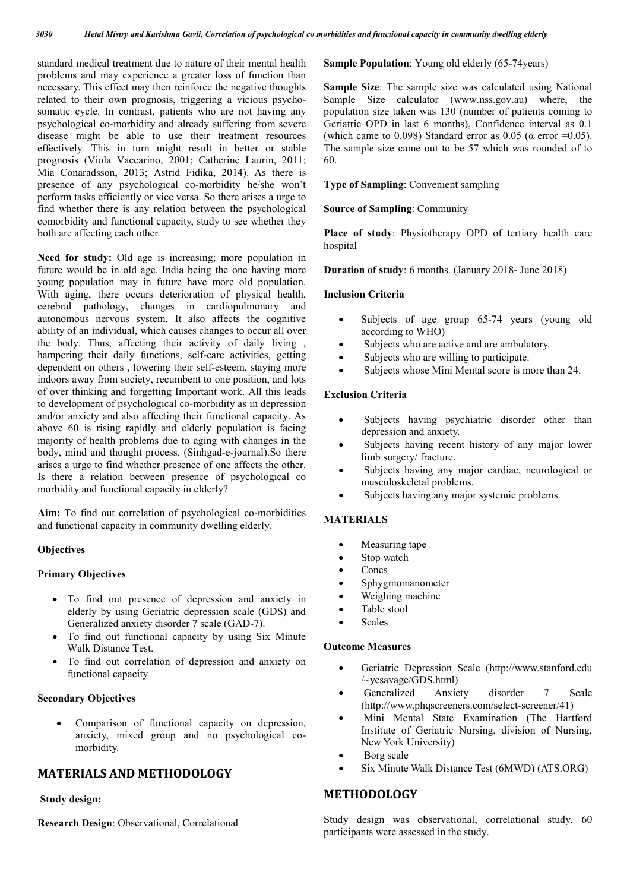standard medical treatment due to nature of their mental health problems and may experience a greater loss of function than necessary. This effect may then reinforce the negative thoughts related to their own prognosis, triggering a vicious psycho-somatic cycle. In contrast, patients who are not having any psychological co-morbidity and already suffering from severe disease might be able to use their treatment resources effectively. This in turn might result in better or stable prognosis (Viola Vaccarino, 2001; Catherine Laurin, 2011; Mia Conaradsson, 2013; Astrid Fidika, 2014). As there is presence of any psychological co-morbidity he/she won't perform tasks efficiently or vice versa. So there arises a urge to find whether there is any relation between the psychological comorbidity and functional capacity, study to see whether they both are affecting each other.

**Need for study:** Old age is increasing; more population in future would be in old age. India being the one having more young population may in future have more old population. With aging, there occurs deterioration of physical health, cerebral pathology, changes in cardiopulmonary and autonomous nervous system. It also affects the cognitive ability of an individual, which causes changes to occur all over the body. Thus, affecting their activity of daily living , hampering their daily functions, self-care activities, getting dependent on others , lowering their self-esteem, staying more indoors away from society, recumbent to one position, and lots of over thinking and forgetting Important work. All this leads to development of psychological co-morbidity as in depression and/or anxiety and also affecting their functional capacity. As above 60 is rising rapidly and elderly population is facing majority of health problems due to aging with changes in the body, mind and thought process. (Sinhgad-e-journal).So there arises a urge to find whether presence of one affects the other. Is there a relation between presence of psychological co morbidity and functional capacity in elderly?

**Aim:** To find out correlation of psychological co-morbidities and functional capacity in community dwelling elderly.

**Objectives**

**Primary Objectives**

- To find out presence of depression and anxiety in elderly by using Geriatric depression scale (GDS) and Generalized anxiety disorder 7 scale (GAD-7).
- To find out functional capacity by using Six Minute Walk Distance Test.
- To find out correlation of depression and anxiety on functional capacity

**Secondary Objectives**

- Comparison of functional capacity on depression, anxiety, mixed group and no psychological co-morbidity.

## MATERIALS AND METHODOLOGY

**Study design:**

**Research Design**: Observational, Correlational

**Sample Population**: Young old elderly (65-74years)

**Sample Size**: The sample size was calculated using National Sample Size calculator (www.nss.gov.au) where, the population size taken was 130 (number of patients coming to Geriatric OPD in last 6 months), Confidence interval as 0.1 (which came to 0.098) Standard error as 0.05 ($\alpha$ error =0.05). The sample size came out to be 57 which was rounded of to 60.

**Type of Sampling**: Convenient sampling

**Source of Sampling**: Community

**Place of study**: Physiotherapy OPD of tertiary health care hospital

**Duration of study**: 6 months. (January 2018- June 2018)

**Inclusion Criteria**

- Subjects of age group 65-74 years (young old according to WHO)
- Subjects who are active and are ambulatory.
- Subjects who are willing to participate.
- Subjects whose Mini Mental score is more than 24.

**Exclusion Criteria**

- Subjects having psychiatric disorder other than depression and anxiety.
- Subjects having recent history of any major lower limb surgery/ fracture.
- Subjects having any major cardiac, neurological or musculoskeletal problems.
- Subjects having any major systemic problems.

**MATERIALS**

- Measuring tape
- Stop watch
- Cones
- Sphygmomanometer
- Weighing machine
- Table stool
- Scales

**Outcome Measures**

- Geriatric Depression Scale (http://www.stanford.edu/~yesavage/GDS.html)
- Generalized Anxiety disorder 7 Scale (http://www.phqscreeners.com/select-screener/41)
- Mini Mental State Examination (The Hartford Institute of Geriatric Nursing, division of Nursing, New York University)
- Borg scale
- Six Minute Walk Distance Test (6MWD) (ATS.ORG)

## METHODOLOGY

Study design was observational, correlational study, 60 participants were assessed in the study.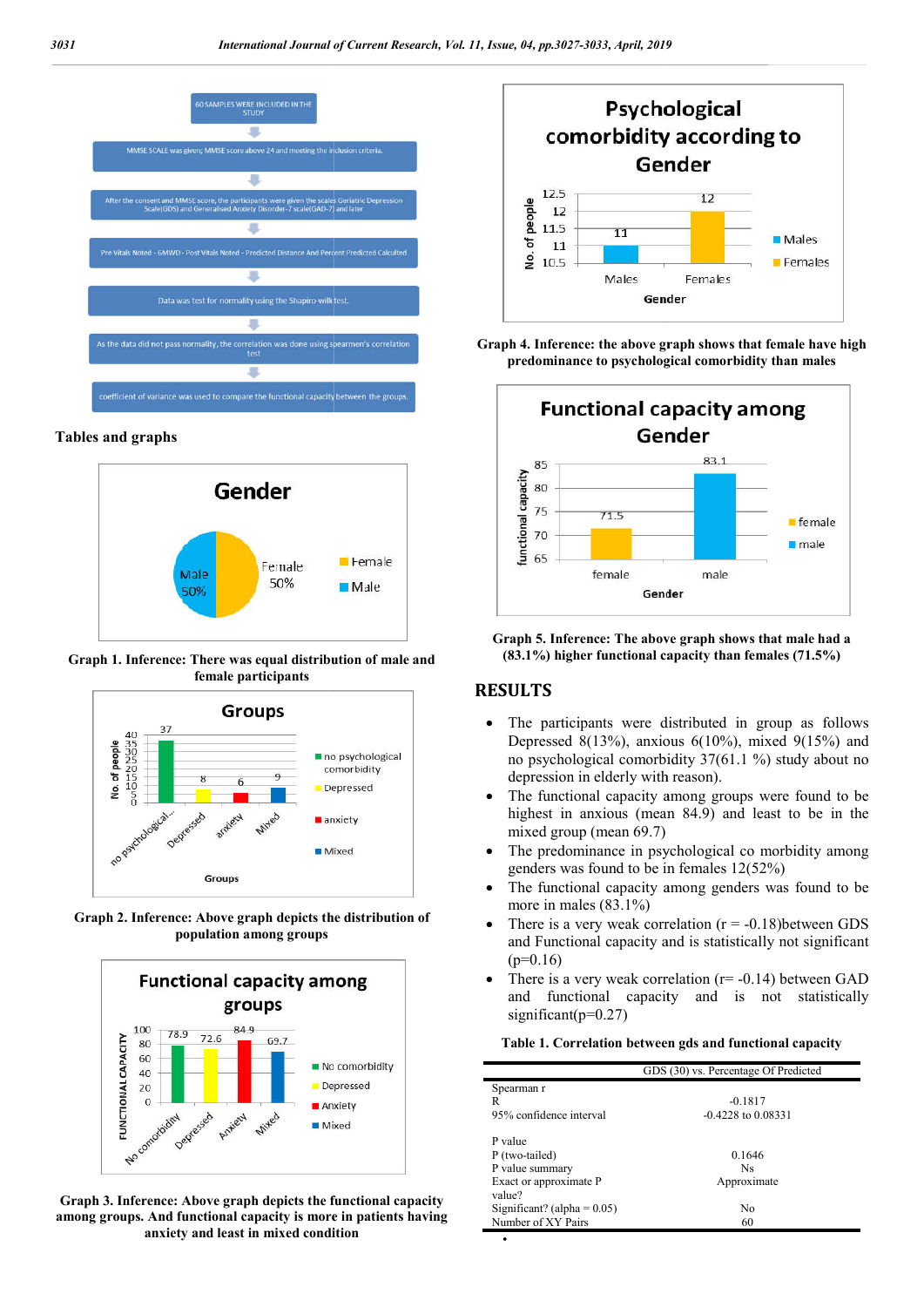60 SAMPLES WERE INCLUDED IN THE STUDY

MMSE SCALE was given; MMSE score above 24 and meeting the inclusion criteria.

After the consent and MMSE score, the participants were given the scales Geriatric Depression Scale(GDS) and Generalised Anxiety Disorder-7 scale(GAD-7) and later

Pre Vitals Noted - 6MWD - Post Vitals Noted - Predicted Distance And Percent Predicted Calculted

Data was test for normality using the Shapiro-wilk test.

As the data did not pass normality, the correlation was done using spearmen's correlation test

coefficient of variance was used to compare the functional capacity between the groups.

**Tables and graphs**

**Graph 1. Inference: There was equal distribution of male and female participants**

**Graph 2. Inference: Above graph depicts the distribution of population among groups**

**Graph 3. Inference: Above graph depicts the functional capacity among groups. And functional capacity is more in patients having anxiety and least in mixed condition**

**Graph 4. Inference: the above graph shows that female have high predominance to psychological comorbidity than males**

**Graph 5. Inference: The above graph shows that male had a (83.1%) higher functional capacity than females (71.5%)**

## RESULTS

- The participants were distributed in group as follows Depressed 8(13%), anxious 6(10%), mixed 9(15%) and no psychological comorbidity 37(61.1 %) study about no depression in elderly with reason).
- The functional capacity among groups were found to be highest in anxious (mean 84.9) and least to be in the mixed group (mean 69.7)
- The predominance in psychological co morbidity among genders was found to be in females 12(52%)
- The functional capacity among genders was found to be more in males (83.1%)
- There is a very weak correlation ($r = -0.18$)between GDS and Functional capacity and is statistically not significant ($p=0.16$)
- There is a very weak correlation ($r= -0.14$) between GAD and functional capacity and is not statistically significant($p=0.27$)

**Table 1. Correlation between gds and functional capacity**

| | GDS (30) vs. Percentage Of Predicted |
|---|---|
| Spearman r | |
| R | -0.1817 |
| 95% confidence interval | -0.4228 to 0.08331 |
| | |
| P value | |
| P (two-tailed) | 0.1646 |
| P value summary | Ns |
| Exact or approximate P value? | Approximate |
| Significant? (alpha = 0.05) | No |
| Number of XY Pairs | 60 |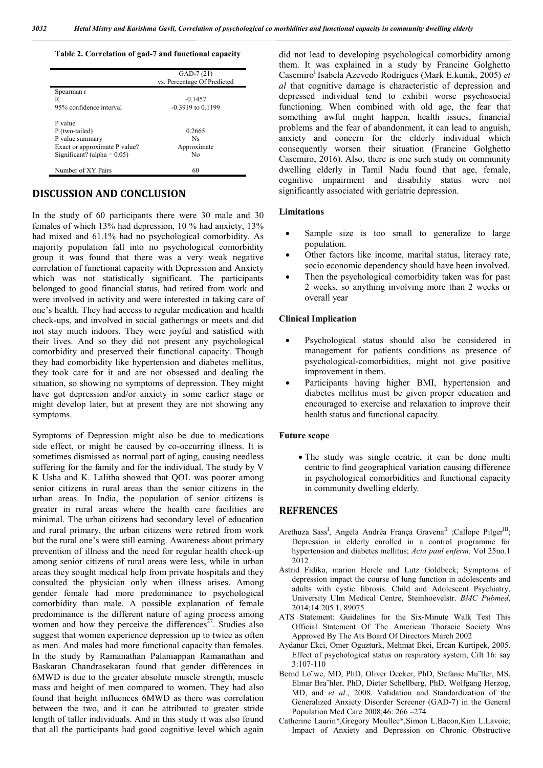**Table 2. Correlation of gad-7 and functional capacity**

| | GAD-7 (21) vs. Percentage Of Predicted |
|---|---|
| Spearman r | |
| R | -0.1457 |
| 95% confidence interval | -0.3919 to 0.1199 |
| P value | |
| P (two-tailed) | 0.2665 |
| P value summary | Ns |
| Exact or approximate P value? | Approximate |
| Significant? (alpha = 0.05) | No |
| Number of XY Pairs | 60 |

## DISCUSSION AND CONCLUSION

In the study of 60 participants there were 30 male and 30 females of which 13% had depression, 10 % had anxiety, 13% had mixed and 61.1% had no psychological comorbidity. As majority population fall into no psychological comorbidity group it was found that there was a very weak negative correlation of functional capacity with Depression and Anxiety which was not statistically significant. The participants belonged to good financial status, had retired from work and were involved in activity and were interested in taking care of one's health. They had access to regular medication and health check-ups, and involved in social gatherings or meets and did not stay much indoors. They were joyful and satisfied with their lives. And so they did not present any psychological comorbidity and preserved their functional capacity. Though they had comorbidity like hypertension and diabetes mellitus, they took care for it and are not obsessed and dealing the situation, so showing no symptoms of depression. They might have got depression and/or anxiety in some earlier stage or might develop later, but at present they are not showing any symptoms.

Symptoms of Depression might also be due to medications side effect, or might be caused by co-occurring illness. It is sometimes dismissed as normal part of aging, causing needless suffering for the family and for the individual. The study by V K Usha and K. Lalitha showed that QOL was poorer among senior citizens in rural areas than the senior citizens in the urban areas. In India, the population of senior citizens is greater in rural areas where the health care facilities are minimal. The urban citizens had secondary level of education and rural primary, the urban citizens were retired from work but the rural one's were still earning. Awareness about primary prevention of illness and the need for regular health check-up among senior citizens of rural areas were less, while in urban areas they sought medical help from private hospitals and they consulted the physician only when illness arises. Among gender female had more predominance to psychological comorbidity than male. A possible explanation of female predominance is the different nature of aging process among women and how they perceive the differences[27]. Studies also suggest that women experience depression up to twice as often as men. And males had more functional capacity than females. In the study by Ramanathan Palaniappan Ramanathan and Baskaran Chandrasekaran found that gender differences in 6MWD is due to the greater absolute muscle strength, muscle mass and height of men compared to women. They had also found that height influences 6MWD as there was correlation between the two, and it can be attributed to greater stride length of taller individuals. And in this study it was also found that all the participants had good cognitive level which again did not lead to developing psychological comorbidity among them. It was explained in a study by Francine Golghetto Casemiro[I] Isabela Azevedo Rodrigues (Mark E.kunik, 2005) *et al* that cognitive damage is characteristic of depression and depressed individual tend to exhibit worse psychosocial functioning. When combined with old age, the fear that something awful might happen, health issues, financial problems and the fear of abandonment, it can lead to anguish, anxiety and concern for the elderly individual which consequently worsen their situation (Francine Golghetto Casemiro, 2016). Also, there is one such study on community dwelling elderly in Tamil Nadu found that age, female, cognitive impairment and disability status were not significantly associated with geriatric depression.

### Limitations

- Sample size is too small to generalize to large population.
- Other factors like income, marital status, literacy rate, socio economic dependency should have been involved.
- Then the psychological comorbidity taken was for past 2 weeks, so anything involving more than 2 weeks or overall year

### Clinical Implication

- Psychological status should also be considered in management for patients conditions as presence of psychological-comorbidities, might not give positive improvement in them.
- Participants having higher BMI, hypertension and diabetes mellitus must be given proper education and encouraged to exercise and relaxation to improve their health status and functional capacity.

### Future scope

- The study was single centric, it can be done multi centric to find geographical variation causing difference in psychological comorbidities and functional capacity in community dwelling elderly.

## REFRENCES

Arethuza Sass[I], Angela Andréa França Gravena[II] ;CalÍope Pilger[III]; Depression in elderly enrolled in a control programme for hypertension and diabetes mellitus; *Acta paul enferm.* Vol 25no.1 2012

Astrid Fidika, marion Herele and Lutz Goldbeck; Symptoms of depression impact the course of lung function in adolescents and adults with cystic fibrosis. Child and Adolescent Psychiatry, University Ulm Medical Centre, Steinhoevelstr. *BMC Pubmed*, 2014;14:205 1, 89075

ATS Statement: Guidelines for the Six-Minute Walk Test This Official Statement Of The American Thoracic Society Was Approved By The Ats Board Of Directors March 2002

Aydanur Ekci, Omer Oguzturk, Mehmat Ekci, Ercan Kurtipek, 2005. Effect of psychological status on respiratory system; Cilt 16: say 3:107-110

Bernd Lo¨we, MD, PhD, Oliver Decker, PhD, Stefanie Mu¨ller, MS, Elmar Bra¨hler, PhD, Dieter Schellberg, PhD, Wolfgang Herzog, MD, and *et al*., 2008. Validation and Standardization of the Generalized Anxiety Disorder Screener (GAD-7) in the General Population Med Care 2008;46: 266 –274

Catherine Laurin*,Gregory Moullec*,Simon L.Bacon,Kim L.Lavoie; Impact of Anxiety and Depression on Chronic Obstructive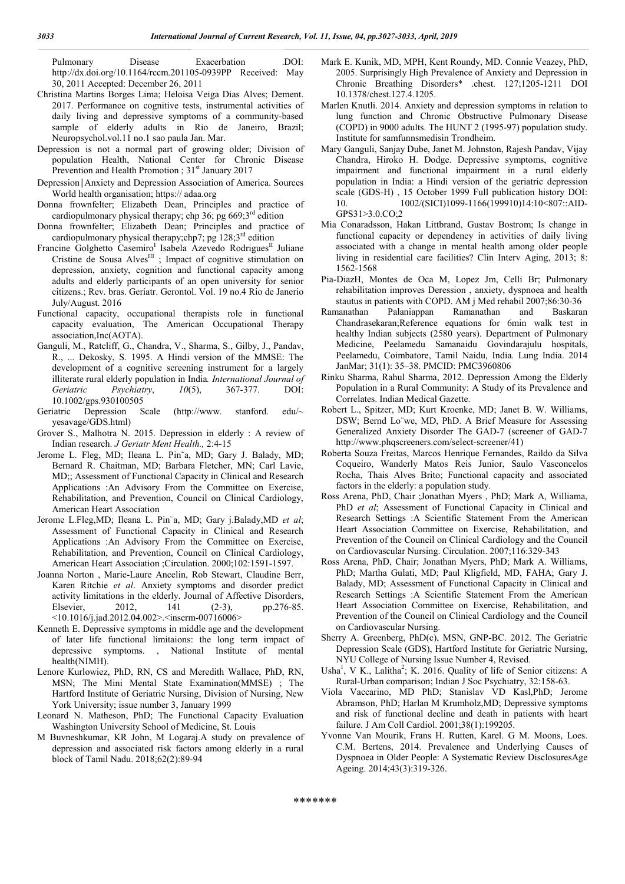Pulmonary Disease Exacerbation .DOI: http://dx.doi.org/10.1164/rccm.201105-0939PP Received: May 30, 2011 Accepted: December 26, 2011

Christina Martins Borges Lima; Heloisa Veiga Dias Alves; Dement. 2017. Performance on cognitive tests, instrumental activities of daily living and depressive symptoms of a community-based sample of elderly adults in Rio de Janeiro, Brazil; Neuropsychol.vol.11 no.1 sao paula Jan. Mar.

Depression is not a normal part of growing older; Division of population Health, National Center for Chronic Disease Prevention and Health Promotion ; 31[st] January 2017

Depression | Anxiety and Depression Association of America. Sources World health organisation; https:// adaa.org

Donna frownfelter; Elizabeth Dean, Principles and practice of cardiopulmonary physical therapy; chp 36; pg 669;3[rd] edition

Donna frownfelter; Elizabeth Dean; Principles and practice of cardiopulmonary physical therapy;chp7; pg 128;3[rd] edition

Francine Golghetto Casemiro[I] Isabela Azevedo Rodrigues[II] Juliane Cristine de Sousa Alves[III] ; Impact of cognitive stimulation on depression, anxiety, cognition and functional capacity among adults and elderly participants of an open university for senior citizens.; Rev. bras. Geriatr. Gerontol. Vol. 19 no.4 Rio de Janerio July/August. 2016

Functional capacity, occupational therapists role in functional capacity evaluation, The American Occupational Therapy association,Inc(AOTA).

Ganguli, M., Ratcliff, G., Chandra, V., Sharma, S., Gilby, J., Pandav, R., ... Dekosky, S. 1995. A Hindi version of the MMSE: The development of a cognitive screening instrument for a largely illiterate rural elderly population in India. *International Journal of Geriatric Psychiatry*, *10*(5), 367-377. DOI: 10.1002/gps.930100505

Geriatric Depression Scale (http://www. stanford. edu/~ yesavage/GDS.html)

Grover S., Malhotra N. 2015. Depression in elderly : A review of Indian research. *J Geriatr Ment Health.,* 2:4-15

Jerome L. Fleg, MD; Ileana L. Pin˜a, MD; Gary J. Balady, MD; Bernard R. Chaitman, MD; Barbara Fletcher, MN; Carl Lavie, MD;; Assessment of Functional Capacity in Clinical and Research Applications :An Advisory From the Committee on Exercise, Rehabilitation, and Prevention, Council on Clinical Cardiology, American Heart Association

Jerome L.Fleg,MD; Ileana L. Pin˜a, MD; Gary j.Balady,MD *et al*; Assessment of Functional Capacity in Clinical and Research Applications :An Advisory From the Committee on Exercise, Rehabilitation, and Prevention, Council on Clinical Cardiology, American Heart Association ;Circulation. 2000;102:1591-1597.

Joanna Norton , Marie-Laure Ancelin, Rob Stewart, Claudine Berr, Karen Ritchie *et al*. Anxiety symptoms and disorder predict activity limitations in the elderly. Journal of Affective Disorders, Elsevier, 2012, 141 (2-3), pp.276-85. <10.1016/j.jad.2012.04.002>.<inserm-00716006>

Kenneth E. Depressive symptoms in middle age and the development of later life functional limitaions: the long term impact of depressive symptoms. , National Institute of mental health(NIMH).

Lenore Kurlowiez, PhD, RN, CS and Meredith Wallace, PhD, RN, MSN; The Mini Mental State Examination(MMSE) ; The Hartford Institute of Geriatric Nursing, Division of Nursing, New York University; issue number 3, January 1999

Leonard N. Matheson, PhD; The Functional Capacity Evaluation Washington University School of Medicine, St. Louis

M Buvneshkumar, KR John, M Logaraj.A study on prevalence of depression and associated risk factors among elderly in a rural block of Tamil Nadu. 2018;62(2):89-94

Mark E. Kunik, MD, MPH, Kent Roundy, MD. Connie Veazey, PhD, 2005. Surprisingly High Prevalence of Anxiety and Depression in Chronic Breathing Disorders* .chest. 127;1205-1211 DOI 10.1378/chest.127.4.1205.

Marlen Knutli. 2014. Anxiety and depression symptoms in relation to lung function and Chronic Obstructive Pulmonary Disease (COPD) in 9000 adults. The HUNT 2 (1995-97) population study. Institute for samfunnsmedisin Trondheim.

Mary Ganguli, Sanjay Dube, Janet M. Johnston, Rajesh Pandav, Vijay Chandra, Hiroko H. Dodge. Depressive symptoms, cognitive impairment and functional impairment in a rural elderly population in India: a Hindi version of the geriatric depression scale (GDS-H) , 15 October 1999 Full publication history DOI: 10. 1002/(SICI)1099-1166(199910)14:10<807::AID-GPS31>3.0.CO;2

Mia Conaradsson, Hakan Littbrand, Gustav Bostrom; Is change in functional capacity or dependency in activities of daily living associated with a change in mental health among older people living in residential care facilities? Clin Interv Aging, 2013; 8: 1562-1568

Pia-DiazH, Montes de Oca M, Lopez Jm, Celli Br; Pulmonary rehabilitation improves Deression , anxiety, dyspnoea and health stautus in patients with COPD. AM j Med rehabil 2007;86:30-36

Ramanathan Palaniappan Ramanathan and Baskaran Chandrasekaran;Reference equations for 6min walk test in healthy Indian subjects (2580 years). Department of Pulmonary Medicine, Peelamedu Samanaidu Govindarajulu hospitals, Peelamedu, Coimbatore, Tamil Naidu, India. Lung India. 2014 JanMar; 31(1): 35–38. PMCID: PMC3960806

Rinku Sharma, Rahul Sharma, 2012. Depression Among the Elderly Population in a Rural Community: A Study of its Prevalence and Correlates. Indian Medical Gazette.

Robert L., Spitzer, MD; Kurt Kroenke, MD; Janet B. W. Williams, DSW; Bernd Lo¨we, MD, PhD. A Brief Measure for Assessing Generalized Anxiety Disorder The GAD-7 (screener of GAD-7 http://www.phqscreeners.com/select-screener/41)

Roberta Souza Freitas, Marcos Henrique Fernandes, Raildo da Silva Coqueiro, Wanderly Matos Reis Junior, Saulo Vasconcelos Rocha, Thais Alves Brito; Functional capacity and associated factors in the elderly: a population study.

Ross Arena, PhD, Chair ;Jonathan Myers , PhD; Mark A, Williama, PhD *et al*; Assessment of Functional Capacity in Clinical and Research Settings :A Scientific Statement From the American Heart Association Committee on Exercise, Rehabilitation, and Prevention of the Council on Clinical Cardiology and the Council on Cardiovascular Nursing. Circulation. 2007;116:329-343

Ross Arena, PhD, Chair; Jonathan Myers, PhD; Mark A. Williams, PhD; Martha Gulati, MD; Paul Kligfield, MD, FAHA; Gary J. Balady, MD; Assessment of Functional Capacity in Clinical and Research Settings :A Scientific Statement From the American Heart Association Committee on Exercise, Rehabilitation, and Prevention of the Council on Clinical Cardiology and the Council on Cardiovascular Nursing.

Sherry A. Greenberg, PhD(c), MSN, GNP-BC. 2012. The Geriatric Depression Scale (GDS), Hartford Institute for Geriatric Nursing, NYU College of Nursing Issue Number 4, Revised.

Usha[1], V K., Lalitha[2]; K. 2016. Quality of life of Senior citizens: A Rural-Urban comparison; Indian J Soc Psychiatry, 32:158-63.

Viola Vaccarino, MD PhD; Stanislav VD Kasl,PhD; Jerome Abramson, PhD; Harlan M Krumholz,MD; Depressive symptoms and risk of functional decline and death in patients with heart failure. J Am Coll Cardiol. 2001;38(1):199205.

Yvonne Van Mourik, Frans H. Rutten, Karel. G M. Moons, Loes. C.M. Bertens, 2014. Prevalence and Underlying Causes of Dyspnoea in Older People: A Systematic Review DisclosuresAge Ageing. 2014;43(3):319-326.

*******